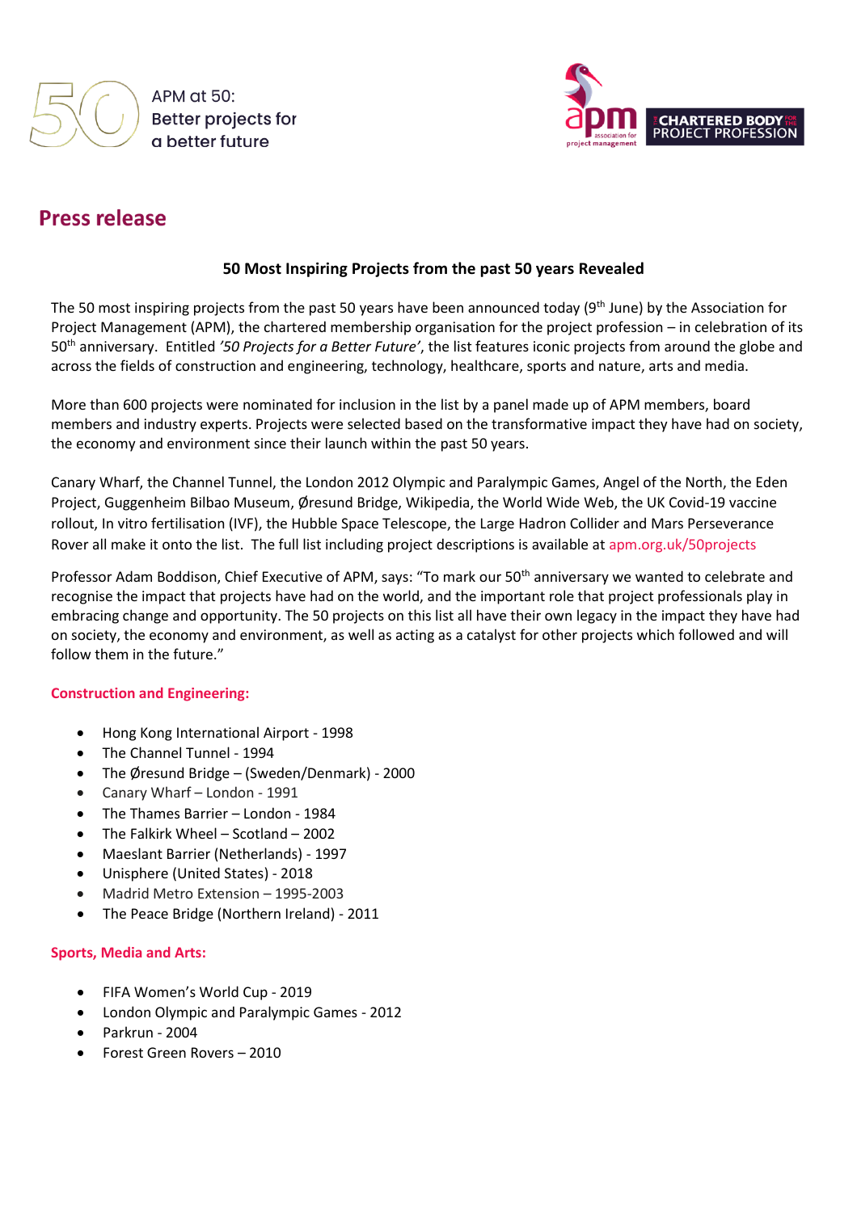APM at 50: Better projects for a better future

CHARTERED BODY FOR THE PROJECT PROFESSION

# Press release

## 50 Most Inspiring Projects from the past 50 years Revealed

The 50 most inspiring projects from the past 50 years have been announced today (9th June) by the Association for Project Management (APM), the chartered membership organisation for the project profession – in celebration of its 50th anniversary. Entitled *'50 Projects for a Better Future'*, the list features iconic projects from around the globe and across the fields of construction and engineering, technology, healthcare, sports and nature, arts and media.

More than 600 projects were nominated for inclusion in the list by a panel made up of APM members, board members and industry experts. Projects were selected based on the transformative impact they have had on society, the economy and environment since their launch within the past 50 years.

Canary Wharf, the Channel Tunnel, the London 2012 Olympic and Paralympic Games, Angel of the North, the Eden Project, Guggenheim Bilbao Museum, Øresund Bridge, Wikipedia, the World Wide Web, the UK Covid-19 vaccine rollout, In vitro fertilisation (IVF), the Hubble Space Telescope, the Large Hadron Collider and Mars Perseverance Rover all make it onto the list. The full list including project descriptions is available at apm.org.uk/50projects

Professor Adam Boddison, Chief Executive of APM, says: "To mark our 50th anniversary we wanted to celebrate and recognise the impact that projects have had on the world, and the important role that project professionals play in embracing change and opportunity. The 50 projects on this list all have their own legacy in the impact they have had on society, the economy and environment, as well as acting as a catalyst for other projects which followed and will follow them in the future."

### Construction and Engineering:

- Hong Kong International Airport - 1998
- The Channel Tunnel - 1994
- The Øresund Bridge – (Sweden/Denmark) - 2000
- Canary Wharf – London - 1991
- The Thames Barrier – London - 1984
- The Falkirk Wheel – Scotland – 2002
- Maeslant Barrier (Netherlands) - 1997
- Unisphere (United States) - 2018
- Madrid Metro Extension – 1995-2003
- The Peace Bridge (Northern Ireland) - 2011

### Sports, Media and Arts:

- FIFA Women's World Cup - 2019
- London Olympic and Paralympic Games - 2012
- Parkrun - 2004
- Forest Green Rovers – 2010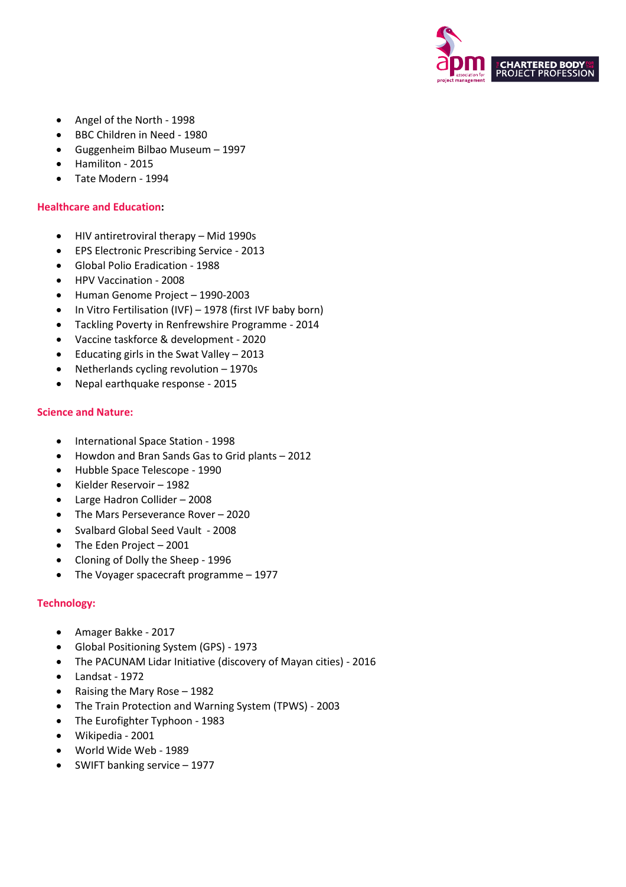- Angel of the North - 1998
- BBC Children in Need - 1980
- Guggenheim Bilbao Museum – 1997
- Hamiliton - 2015
- Tate Modern - 1994

**Healthcare and Education:**

- HIV antiretroviral therapy – Mid 1990s
- EPS Electronic Prescribing Service - 2013
- Global Polio Eradication - 1988
- HPV Vaccination - 2008
- Human Genome Project – 1990-2003
- In Vitro Fertilisation (IVF) – 1978 (first IVF baby born)
- Tackling Poverty in Renfrewshire Programme - 2014
- Vaccine taskforce & development - 2020
- Educating girls in the Swat Valley – 2013
- Netherlands cycling revolution – 1970s
- Nepal earthquake response - 2015

**Science and Nature:**

- International Space Station - 1998
- Howdon and Bran Sands Gas to Grid plants – 2012
- Hubble Space Telescope - 1990
- Kielder Reservoir – 1982
- Large Hadron Collider – 2008
- The Mars Perseverance Rover – 2020
- Svalbard Global Seed Vault - 2008
- The Eden Project – 2001
- Cloning of Dolly the Sheep - 1996
- The Voyager spacecraft programme – 1977

**Technology:**

- Amager Bakke - 2017
- Global Positioning System (GPS) - 1973
- The PACUNAM Lidar Initiative (discovery of Mayan cities) - 2016
- Landsat - 1972
- Raising the Mary Rose – 1982
- The Train Protection and Warning System (TPWS) - 2003
- The Eurofighter Typhoon - 1983
- Wikipedia - 2001
- World Wide Web - 1989
- SWIFT banking service – 1977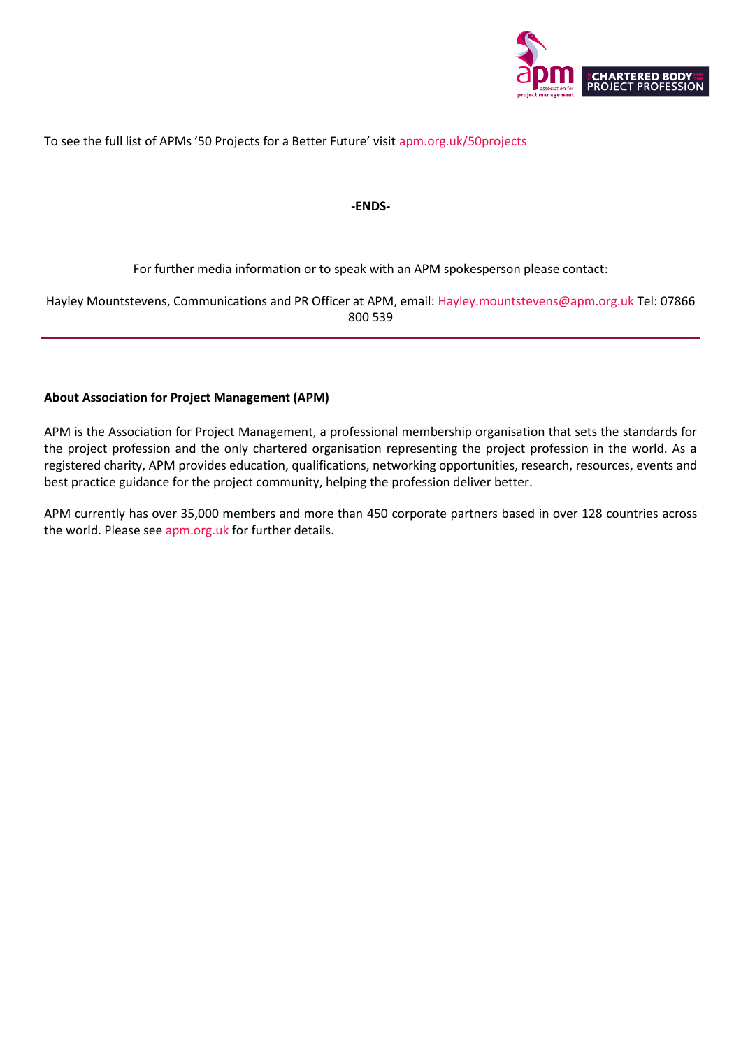To see the full list of APMs '50 Projects for a Better Future' visit apm.org.uk/50projects

**-ENDS-**

For further media information or to speak with an APM spokesperson please contact:

Hayley Mountstevens, Communications and PR Officer at APM, email: Hayley.mountstevens@apm.org.uk Tel: 07866 800 539

---

**About Association for Project Management (APM)**

APM is the Association for Project Management, a professional membership organisation that sets the standards for the project profession and the only chartered organisation representing the project profession in the world. As a registered charity, APM provides education, qualifications, networking opportunities, research, resources, events and best practice guidance for the project community, helping the profession deliver better.

APM currently has over 35,000 members and more than 450 corporate partners based in over 128 countries across the world. Please see apm.org.uk for further details.